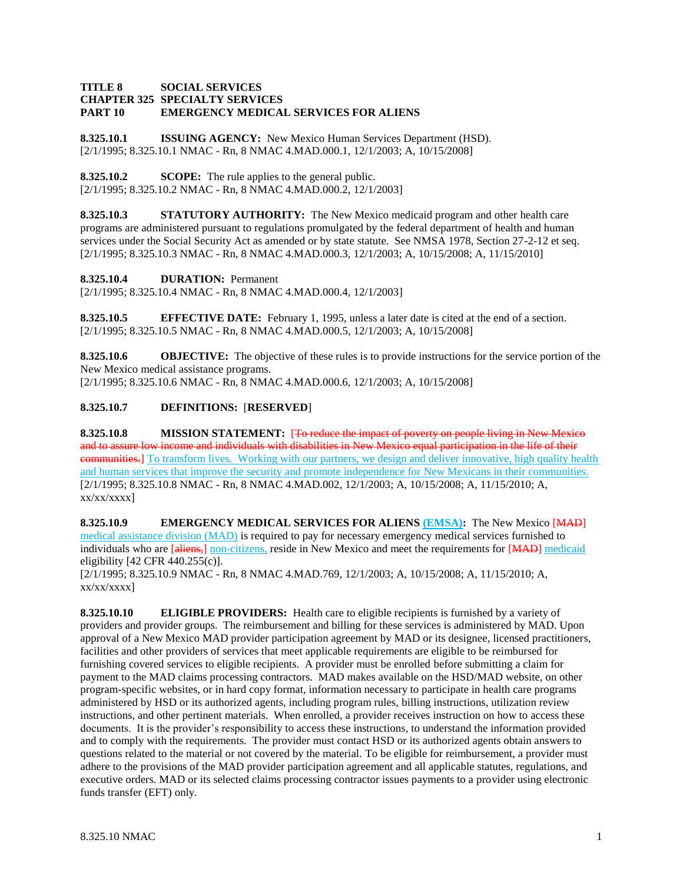**TITLE 8 SOCIAL SERVICES**
**CHAPTER 325 SPECIALTY SERVICES**
**PART 10 EMERGENCY MEDICAL SERVICES FOR ALIENS**

**8.325.10.1 ISSUING AGENCY:** New Mexico Human Services Department (HSD).
[2/1/1995; 8.325.10.1 NMAC - Rn, 8 NMAC 4.MAD.000.1, 12/1/2003; A, 10/15/2008]

**8.325.10.2 SCOPE:** The rule applies to the general public.
[2/1/1995; 8.325.10.2 NMAC - Rn, 8 NMAC 4.MAD.000.2, 12/1/2003]

**8.325.10.3 STATUTORY AUTHORITY:** The New Mexico medicaid program and other health care programs are administered pursuant to regulations promulgated by the federal department of health and human services under the Social Security Act as amended or by state statute. See NMSA 1978, Section 27-2-12 et seq.
[2/1/1995; 8.325.10.3 NMAC - Rn, 8 NMAC 4.MAD.000.3, 12/1/2003; A, 10/15/2008; A, 11/15/2010]

**8.325.10.4 DURATION:** Permanent
[2/1/1995; 8.325.10.4 NMAC - Rn, 8 NMAC 4.MAD.000.4, 12/1/2003]

**8.325.10.5 EFFECTIVE DATE:** February 1, 1995, unless a later date is cited at the end of a section.
[2/1/1995; 8.325.10.5 NMAC - Rn, 8 NMAC 4.MAD.000.5, 12/1/2003; A, 10/15/2008]

**8.325.10.6 OBJECTIVE:** The objective of these rules is to provide instructions for the service portion of the New Mexico medical assistance programs.
[2/1/1995; 8.325.10.6 NMAC - Rn, 8 NMAC 4.MAD.000.6, 12/1/2003; A, 10/15/2008]

**8.325.10.7 DEFINITIONS:** [**RESERVED**]

**8.325.10.8 MISSION STATEMENT:** [~~To reduce the impact of poverty on people living in New Mexico and to assure low income and individuals with disabilities in New Mexico equal participation in the life of their communities.~~] To transform lives. Working with our partners, we design and deliver innovative, high quality health and human services that improve the security and promote independence for New Mexicans in their communities.
[2/1/1995; 8.325.10.8 NMAC - Rn, 8 NMAC 4.MAD.002, 12/1/2003; A, 10/15/2008; A, 11/15/2010; A, xx/xx/xxxx]

**8.325.10.9 EMERGENCY MEDICAL SERVICES FOR ALIENS (EMSA):** The New Mexico [~~MAD~~] medical assistance division (MAD) is required to pay for necessary emergency medical services furnished to individuals who are [~~aliens,~~] non-citizens, reside in New Mexico and meet the requirements for [~~MAD~~] medicaid eligibility [42 CFR 440.255(c)].
[2/1/1995; 8.325.10.9 NMAC - Rn, 8 NMAC 4.MAD.769, 12/1/2003; A, 10/15/2008; A, 11/15/2010; A, xx/xx/xxxx]

**8.325.10.10 ELIGIBLE PROVIDERS:** Health care to eligible recipients is furnished by a variety of providers and provider groups. The reimbursement and billing for these services is administered by MAD. Upon approval of a New Mexico MAD provider participation agreement by MAD or its designee, licensed practitioners, facilities and other providers of services that meet applicable requirements are eligible to be reimbursed for furnishing covered services to eligible recipients. A provider must be enrolled before submitting a claim for payment to the MAD claims processing contractors. MAD makes available on the HSD/MAD website, on other program-specific websites, or in hard copy format, information necessary to participate in health care programs administered by HSD or its authorized agents, including program rules, billing instructions, utilization review instructions, and other pertinent materials. When enrolled, a provider receives instruction on how to access these documents. It is the provider's responsibility to access these instructions, to understand the information provided and to comply with the requirements. The provider must contact HSD or its authorized agents obtain answers to questions related to the material or not covered by the material. To be eligible for reimbursement, a provider must adhere to the provisions of the MAD provider participation agreement and all applicable statutes, regulations, and executive orders. MAD or its selected claims processing contractor issues payments to a provider using electronic funds transfer (EFT) only.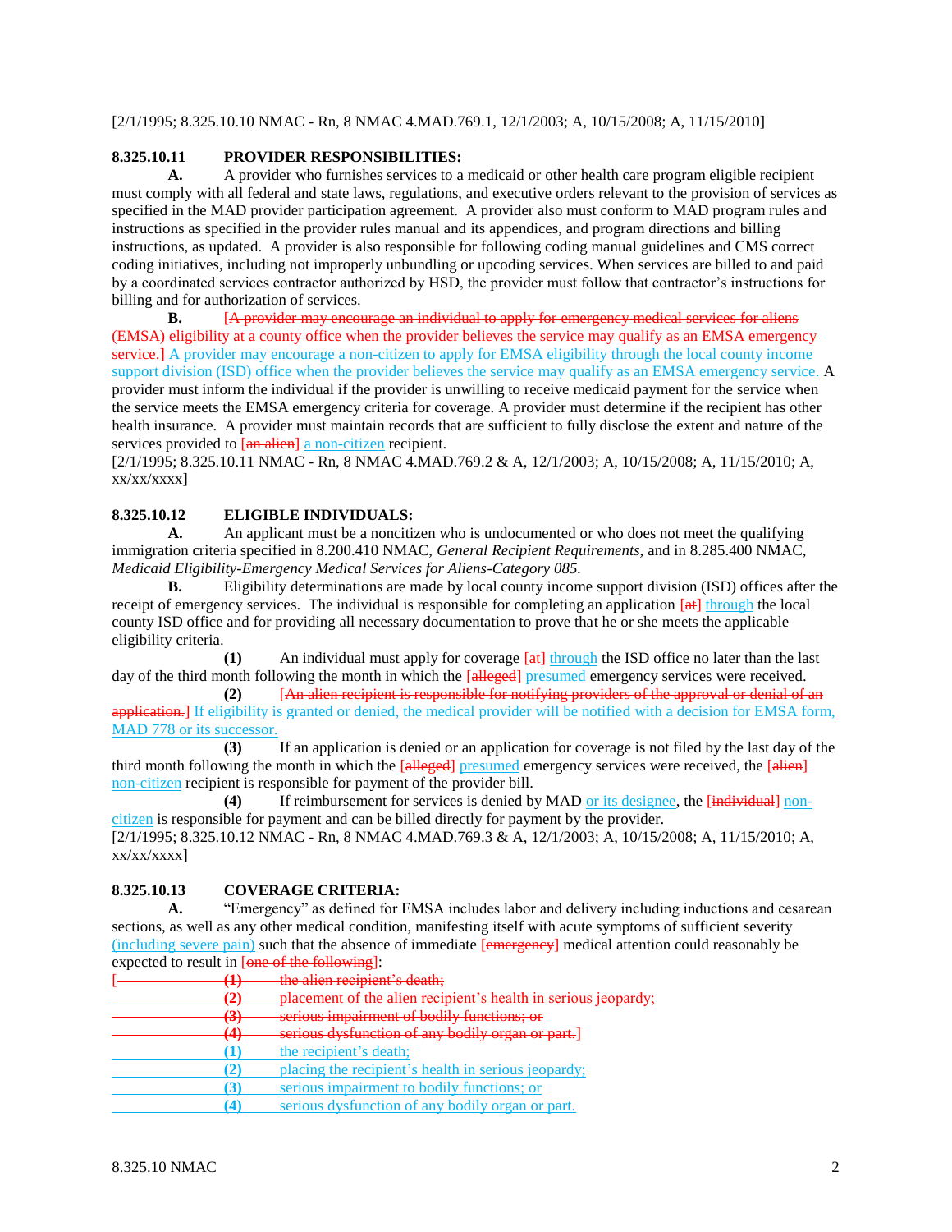[2/1/1995; 8.325.10.10 NMAC - Rn, 8 NMAC 4.MAD.769.1, 12/1/2003; A, 10/15/2008; A, 11/15/2010]

**8.325.10.11 PROVIDER RESPONSIBILITIES:**

**A.** A provider who furnishes services to a medicaid or other health care program eligible recipient must comply with all federal and state laws, regulations, and executive orders relevant to the provision of services as specified in the MAD provider participation agreement. A provider also must conform to MAD program rules and instructions as specified in the provider rules manual and its appendices, and program directions and billing instructions, as updated. A provider is also responsible for following coding manual guidelines and CMS correct coding initiatives, including not improperly unbundling or upcoding services. When services are billed to and paid by a coordinated services contractor authorized by HSD, the provider must follow that contractor's instructions for billing and for authorization of services.

**B.** [~~A provider may encourage an individual to apply for emergency medical services for aliens (EMSA) eligibility at a county office when the provider believes the service may qualify as an EMSA emergency service.~~] A provider may encourage a non-citizen to apply for EMSA eligibility through the local county income support division (ISD) office when the provider believes the service may qualify as an EMSA emergency service. A provider must inform the individual if the provider is unwilling to receive medicaid payment for the service when the service meets the EMSA emergency criteria for coverage. A provider must determine if the recipient has other health insurance. A provider must maintain records that are sufficient to fully disclose the extent and nature of the services provided to [~~an alien~~] a non-citizen recipient.

[2/1/1995; 8.325.10.11 NMAC - Rn, 8 NMAC 4.MAD.769.2 & A, 12/1/2003; A, 10/15/2008; A, 11/15/2010; A, xx/xx/xxxx]

**8.325.10.12 ELIGIBLE INDIVIDUALS:**

**A.** An applicant must be a noncitizen who is undocumented or who does not meet the qualifying immigration criteria specified in 8.200.410 NMAC, *General Recipient Requirements*, and in 8.285.400 NMAC, *Medicaid Eligibility-Emergency Medical Services for Aliens-Category 085.*

**B.** Eligibility determinations are made by local county income support division (ISD) offices after the receipt of emergency services. The individual is responsible for completing an application [~~at~~] through the local county ISD office and for providing all necessary documentation to prove that he or she meets the applicable eligibility criteria.

**(1)** An individual must apply for coverage [~~at~~] through the ISD office no later than the last day of the third month following the month in which the [~~alleged~~] presumed emergency services were received.

**(2)** [~~An alien recipient is responsible for notifying providers of the approval or denial of an application.~~] If eligibility is granted or denied, the medical provider will be notified with a decision for EMSA form, MAD 778 or its successor.

**(3)** If an application is denied or an application for coverage is not filed by the last day of the third month following the month in which the [~~alleged~~] presumed emergency services were received, the [~~alien~~] non-citizen recipient is responsible for payment of the provider bill.

**(4)** If reimbursement for services is denied by MAD or its designee, the [~~individual~~] non-citizen is responsible for payment and can be billed directly for payment by the provider.

[2/1/1995; 8.325.10.12 NMAC - Rn, 8 NMAC 4.MAD.769.3 & A, 12/1/2003; A, 10/15/2008; A, 11/15/2010; A, xx/xx/xxxx]

**8.325.10.13 COVERAGE CRITERIA:**

**A.** "Emergency" as defined for EMSA includes labor and delivery including inductions and cesarean sections, as well as any other medical condition, manifesting itself with acute symptoms of sufficient severity (including severe pain) such that the absence of immediate [~~emergency~~] medical attention could reasonably be expected to result in [~~one of the following~~]:

[~~**(1)** the alien recipient's death;~~

~~**(2)** placement of the alien recipient's health in serious jeopardy;~~

~~**(3)** serious impairment of bodily functions; or~~

~~**(4)** serious dysfunction of any bodily organ or part.~~]

**(1)** the recipient's death;

**(2)** placing the recipient's health in serious jeopardy;

**(3)** serious impairment to bodily functions; or

**(4)** serious dysfunction of any bodily organ or part.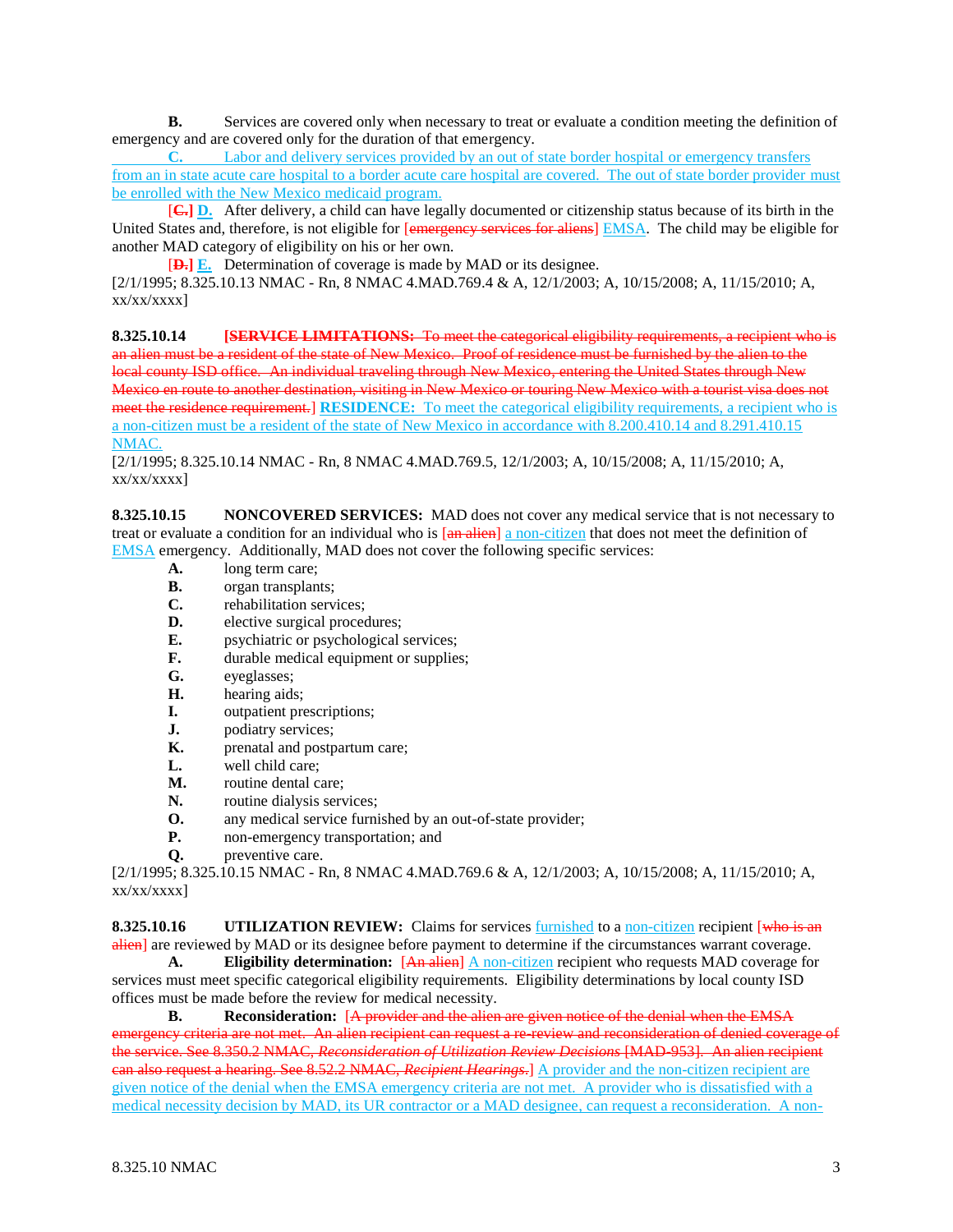**B.** Services are covered only when necessary to treat or evaluate a condition meeting the definition of emergency and are covered only for the duration of that emergency.

**C.** Labor and delivery services provided by an out of state border hospital or emergency transfers from an in state acute care hospital to a border acute care hospital are covered. The out of state border provider must be enrolled with the New Mexico medicaid program.

[~~**C.**~~] **D.** After delivery, a child can have legally documented or citizenship status because of its birth in the United States and, therefore, is not eligible for [~~emergency services for aliens~~] EMSA. The child may be eligible for another MAD category of eligibility on his or her own.

[~~**D.**~~] **E.** Determination of coverage is made by MAD or its designee.

[2/1/1995; 8.325.10.13 NMAC - Rn, 8 NMAC 4.MAD.769.4 & A, 12/1/2003; A, 10/15/2008; A, 11/15/2010; A, xx/xx/xxxx]

**8.325.10.14** [~~**SERVICE LIMITATIONS:** To meet the categorical eligibility requirements, a recipient who is an alien must be a resident of the state of New Mexico. Proof of residence must be furnished by the alien to the local county ISD office. An individual traveling through New Mexico, entering the United States through New Mexico en route to another destination, visiting in New Mexico or touring New Mexico with a tourist visa does not meet the residence requirement.~~] **RESIDENCE:** To meet the categorical eligibility requirements, a recipient who is a non-citizen must be a resident of the state of New Mexico in accordance with 8.200.410.14 and 8.291.410.15 NMAC.

[2/1/1995; 8.325.10.14 NMAC - Rn, 8 NMAC 4.MAD.769.5, 12/1/2003; A, 10/15/2008; A, 11/15/2010; A, xx/xx/xxxx]

**8.325.10.15** **NONCOVERED SERVICES:** MAD does not cover any medical service that is not necessary to treat or evaluate a condition for an individual who is [~~an alien~~] a non-citizen that does not meet the definition of EMSA emergency. Additionally, MAD does not cover the following specific services:

**A.** long term care;
**B.** organ transplants;
**C.** rehabilitation services;
**D.** elective surgical procedures;
**E.** psychiatric or psychological services;
**F.** durable medical equipment or supplies;
**G.** eyeglasses;
**H.** hearing aids;
**I.** outpatient prescriptions;
**J.** podiatry services;
**K.** prenatal and postpartum care;
**L.** well child care;
**M.** routine dental care;
**N.** routine dialysis services;
**O.** any medical service furnished by an out-of-state provider;
**P.** non-emergency transportation; and
**Q.** preventive care.

[2/1/1995; 8.325.10.15 NMAC - Rn, 8 NMAC 4.MAD.769.6 & A, 12/1/2003; A, 10/15/2008; A, 11/15/2010; A, xx/xx/xxxx]

**8.325.10.16** **UTILIZATION REVIEW:** Claims for services furnished to a non-citizen recipient [~~who is an alien~~] are reviewed by MAD or its designee before payment to determine if the circumstances warrant coverage.

**A.** **Eligibility determination:** [~~An alien~~] A non-citizen recipient who requests MAD coverage for services must meet specific categorical eligibility requirements. Eligibility determinations by local county ISD offices must be made before the review for medical necessity.

**B.** **Reconsideration:** [~~A provider and the alien are given notice of the denial when the EMSA emergency criteria are not met. An alien recipient can request a re-review and reconsideration of denied coverage of the service. See 8.350.2 NMAC, *Reconsideration of Utilization Review Decisions* [MAD-953]. An alien recipient can also request a hearing. See 8.52.2 NMAC, *Recipient Hearings*.~~] A provider and the non-citizen recipient are given notice of the denial when the EMSA emergency criteria are not met. A provider who is dissatisfied with a medical necessity decision by MAD, its UR contractor or a MAD designee, can request a reconsideration. A non-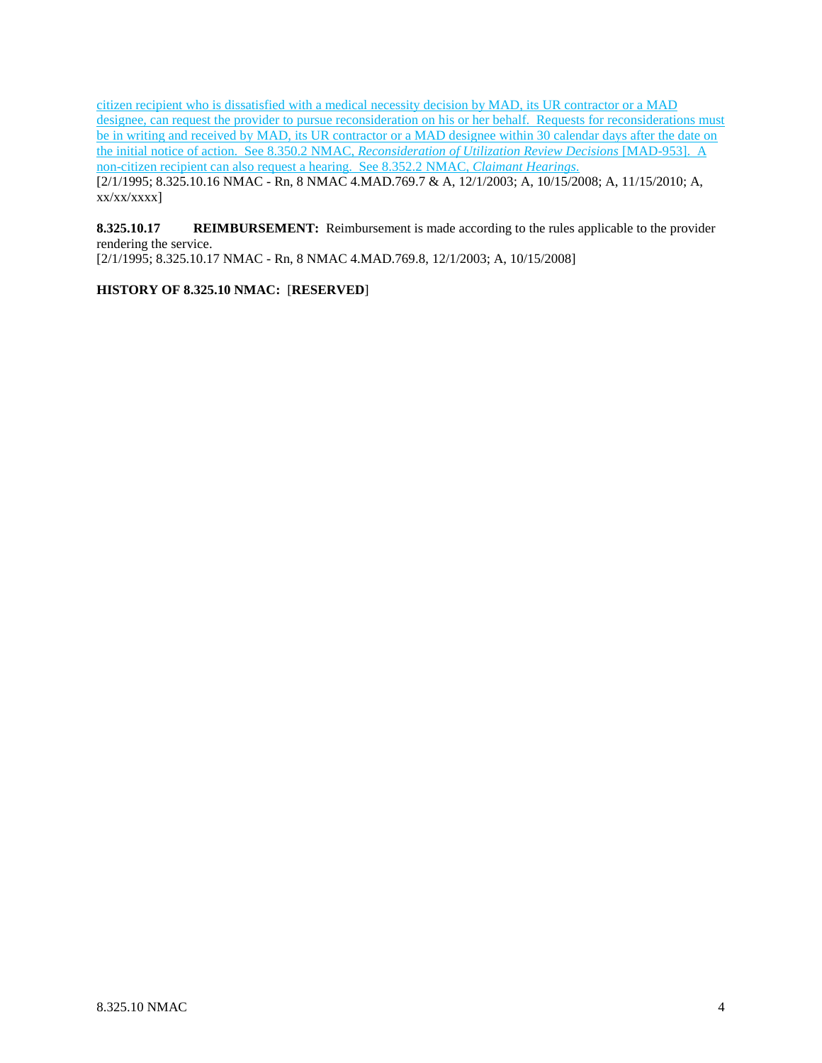citizen recipient who is dissatisfied with a medical necessity decision by MAD, its UR contractor or a MAD designee, can request the provider to pursue reconsideration on his or her behalf. Requests for reconsiderations must be in writing and received by MAD, its UR contractor or a MAD designee within 30 calendar days after the date on the initial notice of action. See 8.350.2 NMAC, *Reconsideration of Utilization Review Decisions* [MAD-953]. A non-citizen recipient can also request a hearing. See 8.352.2 NMAC, *Claimant Hearings*.
[2/1/1995; 8.325.10.16 NMAC - Rn, 8 NMAC 4.MAD.769.7 & A, 12/1/2003; A, 10/15/2008; A, 11/15/2010; A, xx/xx/xxxx]

**8.325.10.17 REIMBURSEMENT:** Reimbursement is made according to the rules applicable to the provider rendering the service.
[2/1/1995; 8.325.10.17 NMAC - Rn, 8 NMAC 4.MAD.769.8, 12/1/2003; A, 10/15/2008]

**HISTORY OF 8.325.10 NMAC:** [**RESERVED**]